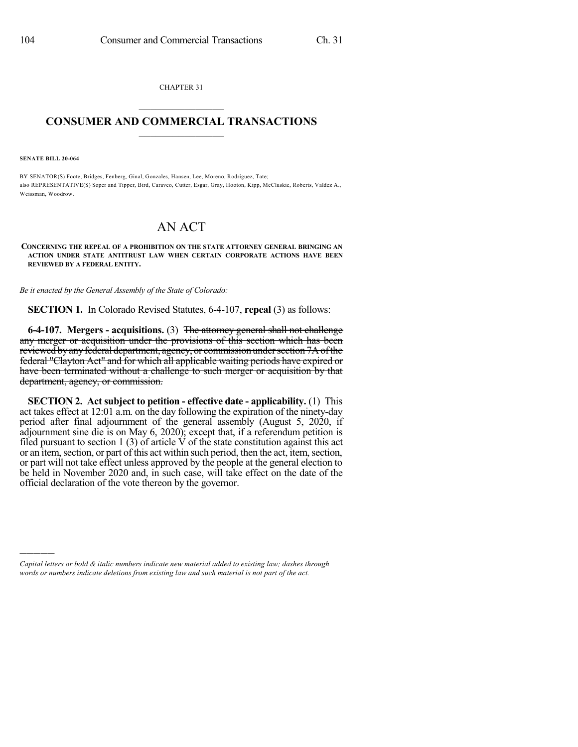CHAPTER 31

# CONSUMER AND COMMERCIAL TRANSACTIONS

**SENATE BILL 20-064**

BY SENATOR(S) Foote, Bridges, Fenberg, Ginal, Gonzales, Hansen, Lee, Moreno, Rodriguez, Tate;
also REPRESENTATIVE(S) Soper and Tipper, Bird, Caraveo, Cutter, Esgar, Gray, Hooton, Kipp, McCluskie, Roberts, Valdez A., Weissman, Woodrow.

# AN ACT

**CONCERNING THE REPEAL OF A PROHIBITION ON THE STATE ATTORNEY GENERAL BRINGING AN ACTION UNDER STATE ANTITRUST LAW WHEN CERTAIN CORPORATE ACTIONS HAVE BEEN REVIEWED BY A FEDERAL ENTITY.**

*Be it enacted by the General Assembly of the State of Colorado:*

**SECTION 1.** In Colorado Revised Statutes, 6-4-107, **repeal** (3) as follows:

**6-4-107. Mergers - acquisitions.** (3) ~~The attorney general shall not challenge any merger or acquisition under the provisions of this section which has been reviewed by any federal department, agency, or commission under section 7A of the federal "Clayton Act" and for which all applicable waiting periods have expired or have been terminated without a challenge to such merger or acquisition by that department, agency, or commission.~~

**SECTION 2. Act subject to petition - effective date - applicability.** (1) This act takes effect at 12:01 a.m. on the day following the expiration of the ninety-day period after final adjournment of the general assembly (August 5, 2020, if adjournment sine die is on May 6, 2020); except that, if a referendum petition is filed pursuant to section 1 (3) of article V of the state constitution against this act or an item, section, or part of this act within such period, then the act, item, section, or part will not take effect unless approved by the people at the general election to be held in November 2020 and, in such case, will take effect on the date of the official declaration of the vote thereon by the governor.

---

*Capital letters or bold & italic numbers indicate new material added to existing law; dashes through words or numbers indicate deletions from existing law and such material is not part of the act.*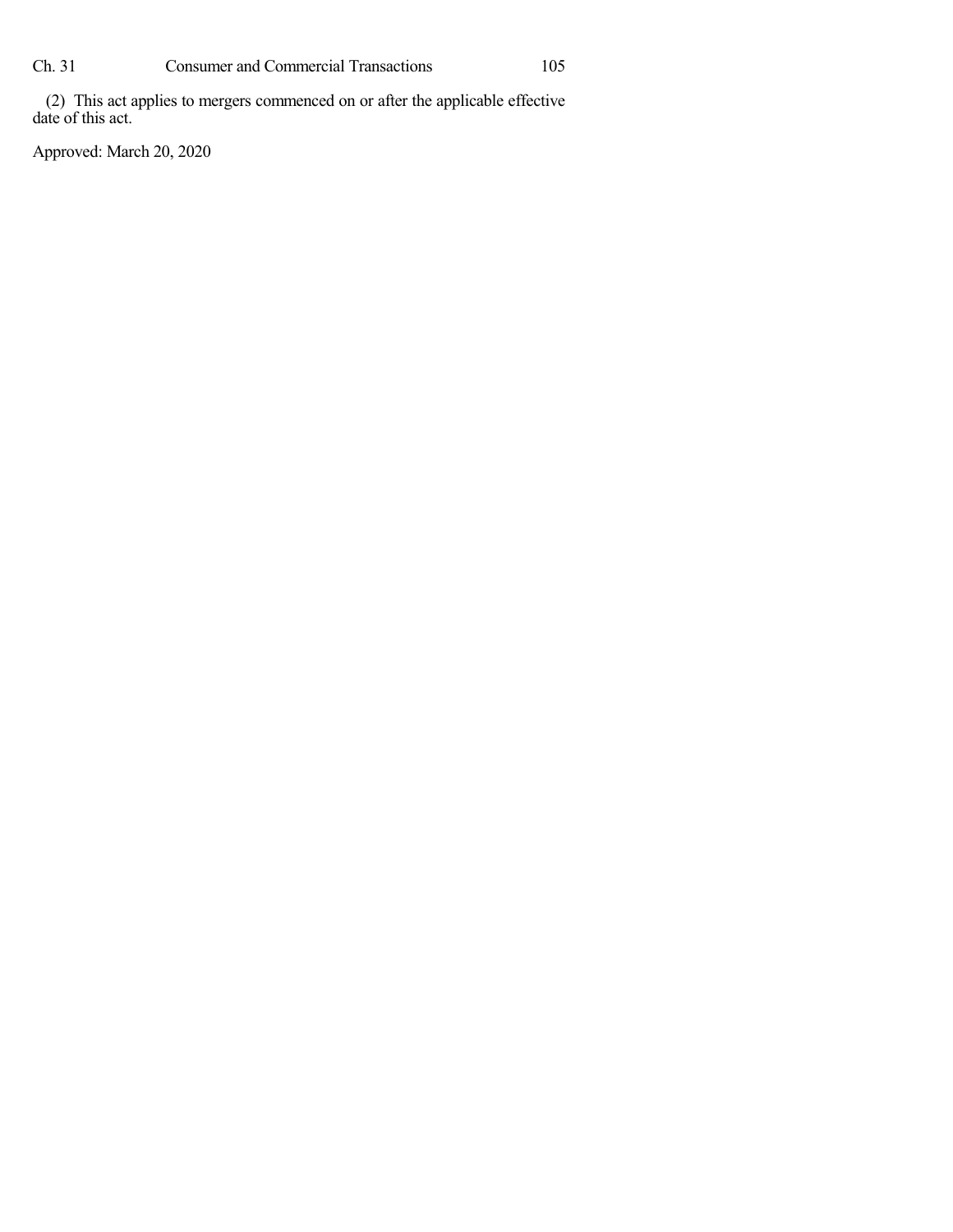(2) This act applies to mergers commenced on or after the applicable effective date of this act.

Approved: March 20, 2020